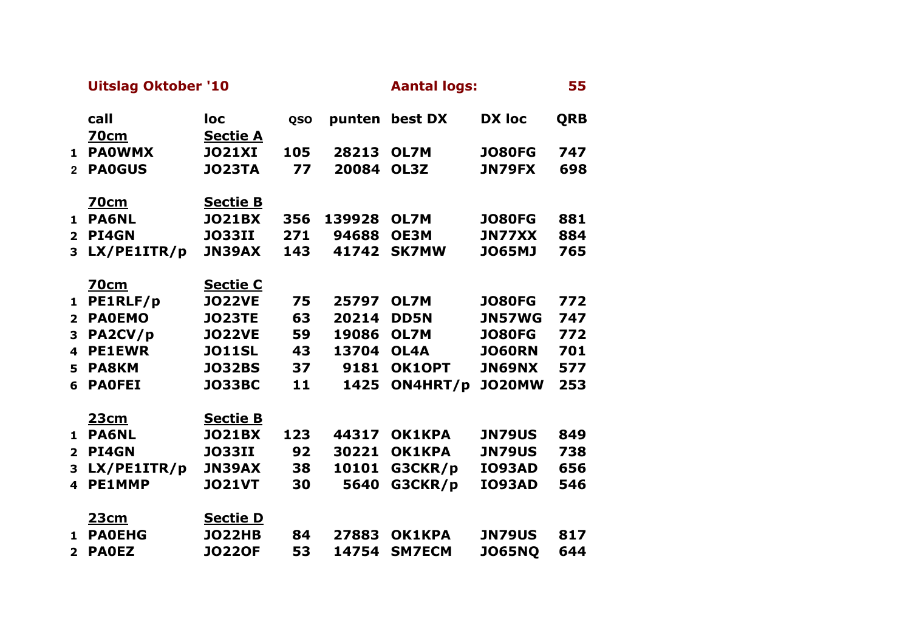**Uitslag Oktober '10** **Aantal logs: 55**

| | call | loc | QSO | punten | best DX | DX loc | QRB |
|---|---|---|---|---|---|---|---|
| | **70cm** | **Sectie A** | | | | | |
| 1 | PA0WMX | JO21XI | 105 | 28213 | OL7M | JO80FG | 747 |
| 2 | PA0GUS | JO23TA | 77 | 20084 | OL3Z | JN79FX | 698 |
| | **70cm** | **Sectie B** | | | | | |
| 1 | PA6NL | JO21BX | 356 | 139928 | OL7M | JO80FG | 881 |
| 2 | PI4GN | JO33II | 271 | 94688 | OE3M | JN77XX | 884 |
| 3 | LX/PE1ITR/p | JN39AX | 143 | 41742 | SK7MW | JO65MJ | 765 |
| | **70cm** | **Sectie C** | | | | | |
| 1 | PE1RLF/p | JO22VE | 75 | 25797 | OL7M | JO80FG | 772 |
| 2 | PA0EMO | JO23TE | 63 | 20214 | DD5N | JN57WG | 747 |
| 3 | PA2CV/p | JO22VE | 59 | 19086 | OL7M | JO80FG | 772 |
| 4 | PE1EWR | JO11SL | 43 | 13704 | OL4A | JO60RN | 701 |
| 5 | PA8KM | JO32BS | 37 | 9181 | OK1OPT | JN69NX | 577 |
| 6 | PA0FEI | JO33BC | 11 | 1425 | ON4HRT/p | JO20MW | 253 |
| | **23cm** | **Sectie B** | | | | | |
| 1 | PA6NL | JO21BX | 123 | 44317 | OK1KPA | JN79US | 849 |
| 2 | PI4GN | JO33II | 92 | 30221 | OK1KPA | JN79US | 738 |
| 3 | LX/PE1ITR/p | JN39AX | 38 | 10101 | G3CKR/p | IO93AD | 656 |
| 4 | PE1MMP | JO21VT | 30 | 5640 | G3CKR/p | IO93AD | 546 |
| | **23cm** | **Sectie D** | | | | | |
| 1 | PA0EHG | JO22HB | 84 | 27883 | OK1KPA | JN79US | 817 |
| 2 | PA0EZ | JO22OF | 53 | 14754 | SM7ECM | JO65NQ | 644 |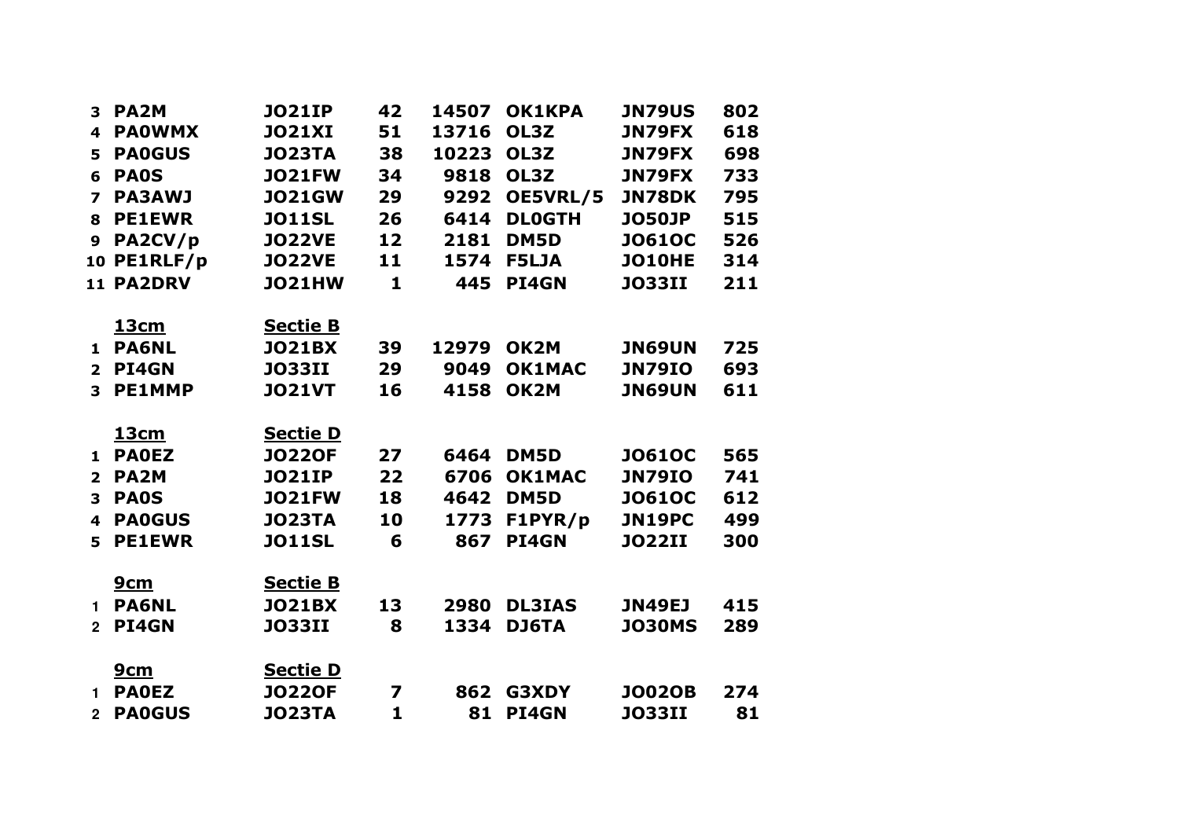| | | | | | | | |
|---|---|---|---|---|---|---|---|
| 3 | **PA2M** | **JO21IP** | **42** | **14507** | **OK1KPA** | **JN79US** | **802** |
| 4 | **PA0WMX** | **JO21XI** | **51** | **13716** | **OL3Z** | **JN79FX** | **618** |
| 5 | **PA0GUS** | **JO23TA** | **38** | **10223** | **OL3Z** | **JN79FX** | **698** |
| 6 | **PA0S** | **JO21FW** | **34** | **9818** | **OL3Z** | **JN79FX** | **733** |
| 7 | **PA3AWJ** | **JO21GW** | **29** | **9292** | **OE5VRL/5** | **JN78DK** | **795** |
| 8 | **PE1EWR** | **JO11SL** | **26** | **6414** | **DL0GTH** | **JO50JP** | **515** |
| 9 | **PA2CV/p** | **JO22VE** | **12** | **2181** | **DM5D** | **JO61OC** | **526** |
| 10 | **PE1RLF/p** | **JO22VE** | **11** | **1574** | **F5LJA** | **JO10HE** | **314** |
| 11 | **PA2DRV** | **JO21HW** | **1** | **445** | **PI4GN** | **JO33II** | **211** |

| | **13cm** | **Sectie B** | | | | | |
|---|---|---|---|---|---|---|---|
| 1 | **PA6NL** | **JO21BX** | **39** | **12979** | **OK2M** | **JN69UN** | **725** |
| 2 | **PI4GN** | **JO33II** | **29** | **9049** | **OK1MAC** | **JN79IO** | **693** |
| 3 | **PE1MMP** | **JO21VT** | **16** | **4158** | **OK2M** | **JN69UN** | **611** |

| | **13cm** | **Sectie D** | | | | | |
|---|---|---|---|---|---|---|---|
| 1 | **PA0EZ** | **JO22OF** | **27** | **6464** | **DM5D** | **JO61OC** | **565** |
| 2 | **PA2M** | **JO21IP** | **22** | **6706** | **OK1MAC** | **JN79IO** | **741** |
| 3 | **PA0S** | **JO21FW** | **18** | **4642** | **DM5D** | **JO61OC** | **612** |
| 4 | **PA0GUS** | **JO23TA** | **10** | **1773** | **F1PYR/p** | **JN19PC** | **499** |
| 5 | **PE1EWR** | **JO11SL** | **6** | **867** | **PI4GN** | **JO22II** | **300** |

| | **9cm** | **Sectie B** | | | | | |
|---|---|---|---|---|---|---|---|
| 1 | **PA6NL** | **JO21BX** | **13** | **2980** | **DL3IAS** | **JN49EJ** | **415** |
| 2 | **PI4GN** | **JO33II** | **8** | **1334** | **DJ6TA** | **JO30MS** | **289** |

| | **9cm** | **Sectie D** | | | | | |
|---|---|---|---|---|---|---|---|
| 1 | **PA0EZ** | **JO22OF** | **7** | **862** | **G3XDY** | **JO02OB** | **274** |
| 2 | **PA0GUS** | **JO23TA** | **1** | **81** | **PI4GN** | **JO33II** | **81** |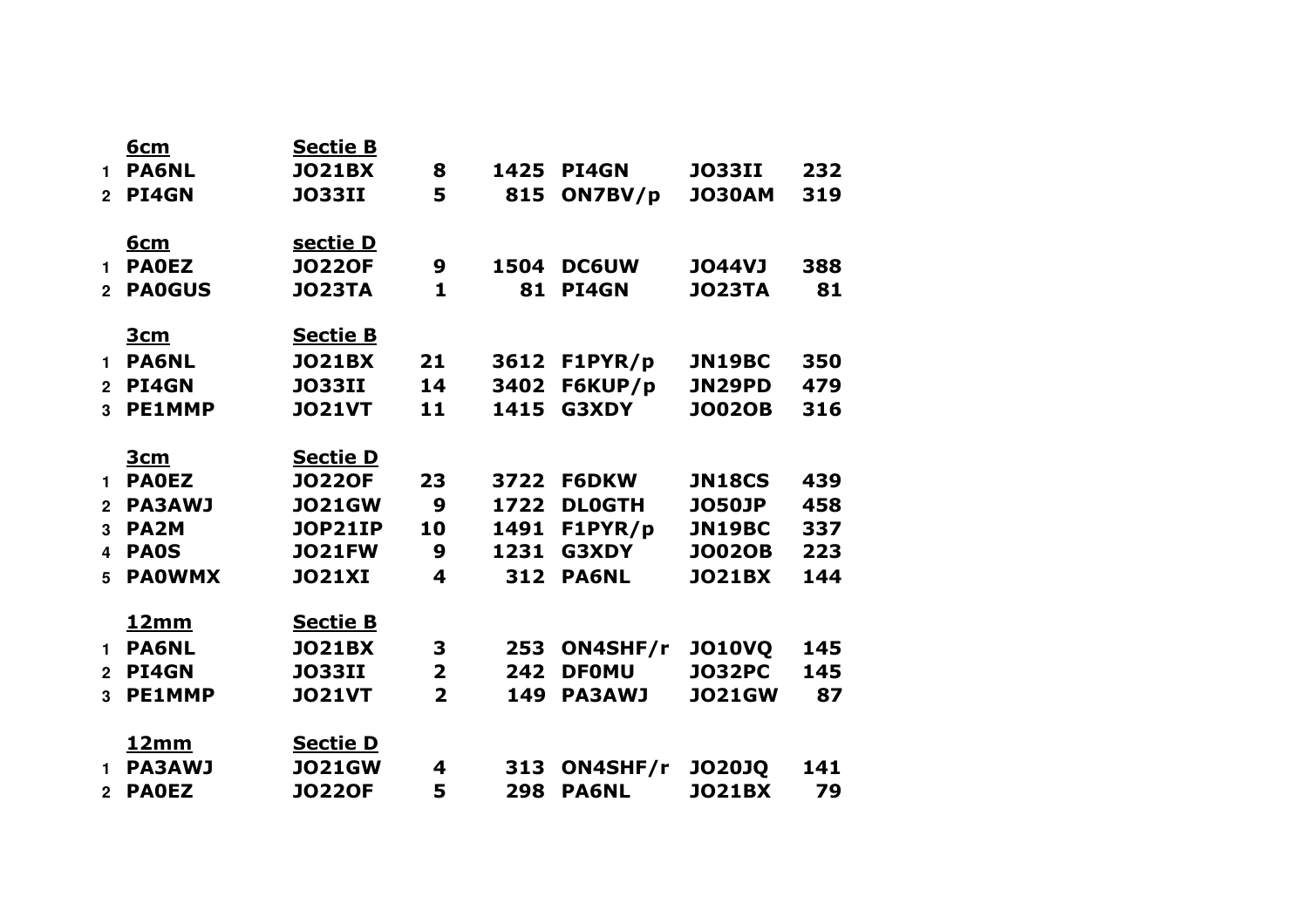| | | | | | | | |
|---|---|---|---|---|---|---|---|
| | **6cm** | **Sectie B** | | | | | |
| 1 | **PA6NL** | **JO21BX** | **8** | **1425** | **PI4GN** | **JO33II** | **232** |
| 2 | **PI4GN** | **JO33II** | **5** | **815** | **ON7BV/p** | **JO30AM** | **319** |
| | | | | | | | |
| | **6cm** | **sectie D** | | | | | |
| 1 | **PA0EZ** | **JO22OF** | **9** | **1504** | **DC6UW** | **JO44VJ** | **388** |
| 2 | **PA0GUS** | **JO23TA** | **1** | **81** | **PI4GN** | **JO23TA** | **81** |
| | | | | | | | |
| | **3cm** | **Sectie B** | | | | | |
| 1 | **PA6NL** | **JO21BX** | **21** | **3612** | **F1PYR/p** | **JN19BC** | **350** |
| 2 | **PI4GN** | **JO33II** | **14** | **3402** | **F6KUP/p** | **JN29PD** | **479** |
| 3 | **PE1MMP** | **JO21VT** | **11** | **1415** | **G3XDY** | **JO02OB** | **316** |
| | | | | | | | |
| | **3cm** | **Sectie D** | | | | | |
| 1 | **PA0EZ** | **JO22OF** | **23** | **3722** | **F6DKW** | **JN18CS** | **439** |
| 2 | **PA3AWJ** | **JO21GW** | **9** | **1722** | **DL0GTH** | **JO50JP** | **458** |
| 3 | **PA2M** | **JOP21IP** | **10** | **1491** | **F1PYR/p** | **JN19BC** | **337** |
| 4 | **PA0S** | **JO21FW** | **9** | **1231** | **G3XDY** | **JO02OB** | **223** |
| 5 | **PA0WMX** | **JO21XI** | **4** | **312** | **PA6NL** | **JO21BX** | **144** |
| | | | | | | | |
| | **12mm** | **Sectie B** | | | | | |
| 1 | **PA6NL** | **JO21BX** | **3** | **253** | **ON4SHF/r** | **JO10VQ** | **145** |
| 2 | **PI4GN** | **JO33II** | **2** | **242** | **DF0MU** | **JO32PC** | **145** |
| 3 | **PE1MMP** | **JO21VT** | **2** | **149** | **PA3AWJ** | **JO21GW** | **87** |
| | | | | | | | |
| | **12mm** | **Sectie D** | | | | | |
| 1 | **PA3AWJ** | **JO21GW** | **4** | **313** | **ON4SHF/r** | **JO20JQ** | **141** |
| 2 | **PA0EZ** | **JO22OF** | **5** | **298** | **PA6NL** | **JO21BX** | **79** |